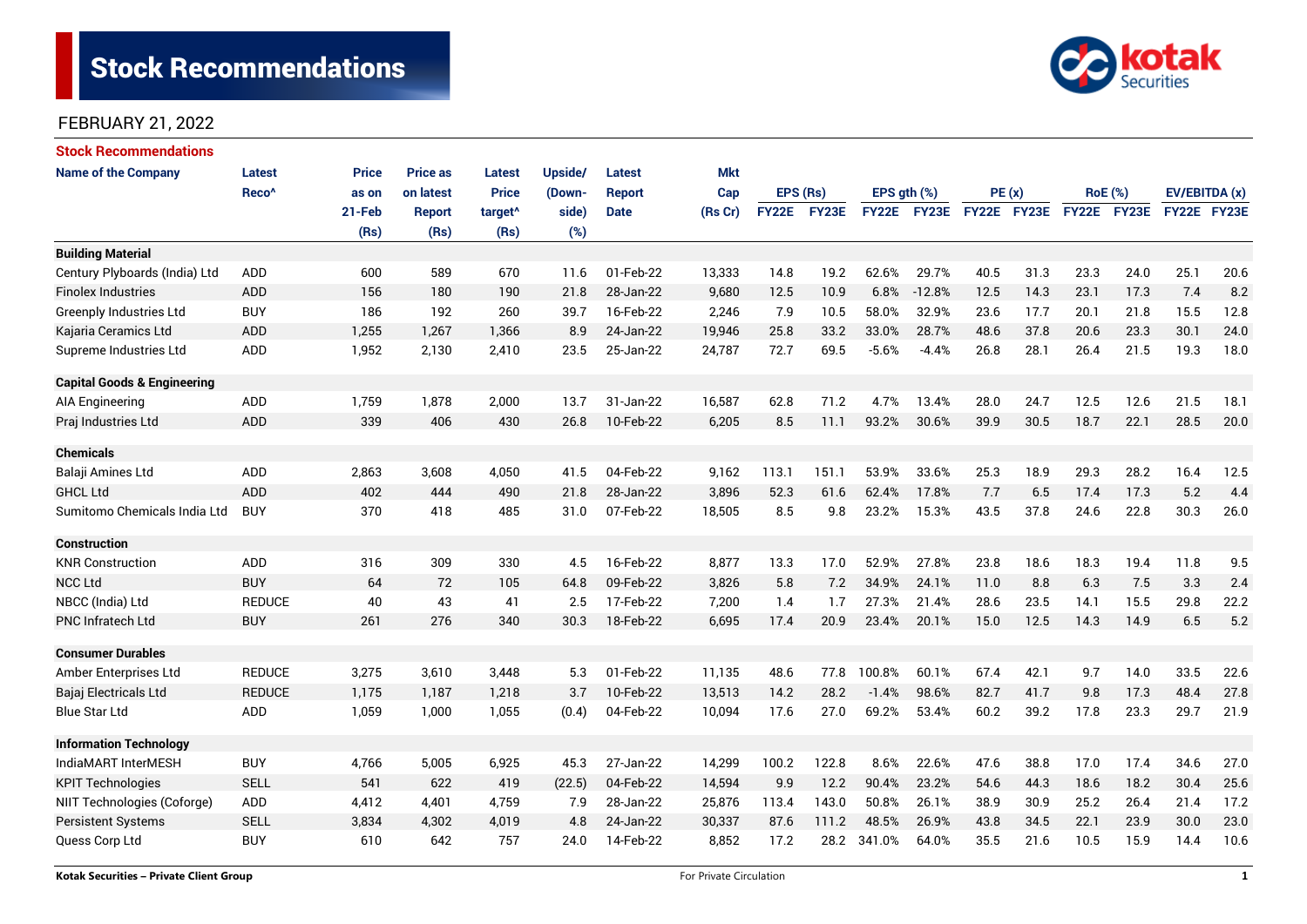# Stock Recommendations

FEBRUARY 21, 2022

## Stock Recommendations

| Name of the Company | Latest Reco^ | Price as on 21-Feb (Rs) | Price as on latest Report (Rs) | Latest Price target^ (Rs) | Upside/ (Down-side) (%) | Latest Report Date | Mkt Cap (Rs Cr) | EPS (Rs) | | EPS gth (%) | | PE (x) | | RoE (%) | | EV/EBITDA (x) | |
|---|---|---|---|---|---|---|---|---|---|---|---|---|---|---|---|---|---|
| | | | | | | | | FY22E | FY23E | FY22E | FY23E | FY22E | FY23E | FY22E | FY23E | FY22E | FY23E |
| **Building Material** | | | | | | | | | | | | | | | | | |
| Century Plyboards (India) Ltd | ADD | 600 | 589 | 670 | 11.6 | 01-Feb-22 | 13,333 | 14.8 | 19.2 | 62.6% | 29.7% | 40.5 | 31.3 | 23.3 | 24.0 | 25.1 | 20.6 |
| Finolex Industries | ADD | 156 | 180 | 190 | 21.8 | 28-Jan-22 | 9,680 | 12.5 | 10.9 | 6.8% | -12.8% | 12.5 | 14.3 | 23.1 | 17.3 | 7.4 | 8.2 |
| Greenply Industries Ltd | BUY | 186 | 192 | 260 | 39.7 | 16-Feb-22 | 2,246 | 7.9 | 10.5 | 58.0% | 32.9% | 23.6 | 17.7 | 20.1 | 21.8 | 15.5 | 12.8 |
| Kajaria Ceramics Ltd | ADD | 1,255 | 1,267 | 1,366 | 8.9 | 24-Jan-22 | 19,946 | 25.8 | 33.2 | 33.0% | 28.7% | 48.6 | 37.8 | 20.6 | 23.3 | 30.1 | 24.0 |
| Supreme Industries Ltd | ADD | 1,952 | 2,130 | 2,410 | 23.5 | 25-Jan-22 | 24,787 | 72.7 | 69.5 | -5.6% | -4.4% | 26.8 | 28.1 | 26.4 | 21.5 | 19.3 | 18.0 |
| **Capital Goods & Engineering** | | | | | | | | | | | | | | | | | |
| AIA Engineering | ADD | 1,759 | 1,878 | 2,000 | 13.7 | 31-Jan-22 | 16,587 | 62.8 | 71.2 | 4.7% | 13.4% | 28.0 | 24.7 | 12.5 | 12.6 | 21.5 | 18.1 |
| Praj Industries Ltd | ADD | 339 | 406 | 430 | 26.8 | 10-Feb-22 | 6,205 | 8.5 | 11.1 | 93.2% | 30.6% | 39.9 | 30.5 | 18.7 | 22.1 | 28.5 | 20.0 |
| **Chemicals** | | | | | | | | | | | | | | | | | |
| Balaji Amines Ltd | ADD | 2,863 | 3,608 | 4,050 | 41.5 | 04-Feb-22 | 9,162 | 113.1 | 151.1 | 53.9% | 33.6% | 25.3 | 18.9 | 29.3 | 28.2 | 16.4 | 12.5 |
| GHCL Ltd | ADD | 402 | 444 | 490 | 21.8 | 28-Jan-22 | 3,896 | 52.3 | 61.6 | 62.4% | 17.8% | 7.7 | 6.5 | 17.4 | 17.3 | 5.2 | 4.4 |
| Sumitomo Chemicals India Ltd | BUY | 370 | 418 | 485 | 31.0 | 07-Feb-22 | 18,505 | 8.5 | 9.8 | 23.2% | 15.3% | 43.5 | 37.8 | 24.6 | 22.8 | 30.3 | 26.0 |
| **Construction** | | | | | | | | | | | | | | | | | |
| KNR Construction | ADD | 316 | 309 | 330 | 4.5 | 16-Feb-22 | 8,877 | 13.3 | 17.0 | 52.9% | 27.8% | 23.8 | 18.6 | 18.3 | 19.4 | 11.8 | 9.5 |
| NCC Ltd | BUY | 64 | 72 | 105 | 64.8 | 09-Feb-22 | 3,826 | 5.8 | 7.2 | 34.9% | 24.1% | 11.0 | 8.8 | 6.3 | 7.5 | 3.3 | 2.4 |
| NBCC (India) Ltd | REDUCE | 40 | 43 | 41 | 2.5 | 17-Feb-22 | 7,200 | 1.4 | 1.7 | 27.3% | 21.4% | 28.6 | 23.5 | 14.1 | 15.5 | 29.8 | 22.2 |
| PNC Infratech Ltd | BUY | 261 | 276 | 340 | 30.3 | 18-Feb-22 | 6,695 | 17.4 | 20.9 | 23.4% | 20.1% | 15.0 | 12.5 | 14.3 | 14.9 | 6.5 | 5.2 |
| **Consumer Durables** | | | | | | | | | | | | | | | | | |
| Amber Enterprises Ltd | REDUCE | 3,275 | 3,610 | 3,448 | 5.3 | 01-Feb-22 | 11,135 | 48.6 | 77.8 | 100.8% | 60.1% | 67.4 | 42.1 | 9.7 | 14.0 | 33.5 | 22.6 |
| Bajaj Electricals Ltd | REDUCE | 1,175 | 1,187 | 1,218 | 3.7 | 10-Feb-22 | 13,513 | 14.2 | 28.2 | -1.4% | 98.6% | 82.7 | 41.7 | 9.8 | 17.3 | 48.4 | 27.8 |
| Blue Star Ltd | ADD | 1,059 | 1,000 | 1,055 | (0.4) | 04-Feb-22 | 10,094 | 17.6 | 27.0 | 69.2% | 53.4% | 60.2 | 39.2 | 17.8 | 23.3 | 29.7 | 21.9 |
| **Information Technology** | | | | | | | | | | | | | | | | | |
| IndiaMART InterMESH | BUY | 4,766 | 5,005 | 6,925 | 45.3 | 27-Jan-22 | 14,299 | 100.2 | 122.8 | 8.6% | 22.6% | 47.6 | 38.8 | 17.0 | 17.4 | 34.6 | 27.0 |
| KPIT Technologies | SELL | 541 | 622 | 419 | (22.5) | 04-Feb-22 | 14,594 | 9.9 | 12.2 | 90.4% | 23.2% | 54.6 | 44.3 | 18.6 | 18.2 | 30.4 | 25.6 |
| NIIT Technologies (Coforge) | ADD | 4,412 | 4,401 | 4,759 | 7.9 | 28-Jan-22 | 25,876 | 113.4 | 143.0 | 50.8% | 26.1% | 38.9 | 30.9 | 25.2 | 26.4 | 21.4 | 17.2 |
| Persistent Systems | SELL | 3,834 | 4,302 | 4,019 | 4.8 | 24-Jan-22 | 30,337 | 87.6 | 111.2 | 48.5% | 26.9% | 43.8 | 34.5 | 22.1 | 23.9 | 30.0 | 23.0 |
| Quess Corp Ltd | BUY | 610 | 642 | 757 | 24.0 | 14-Feb-22 | 8,852 | 17.2 | 28.2 | 341.0% | 64.0% | 35.5 | 21.6 | 10.5 | 15.9 | 14.4 | 10.6 |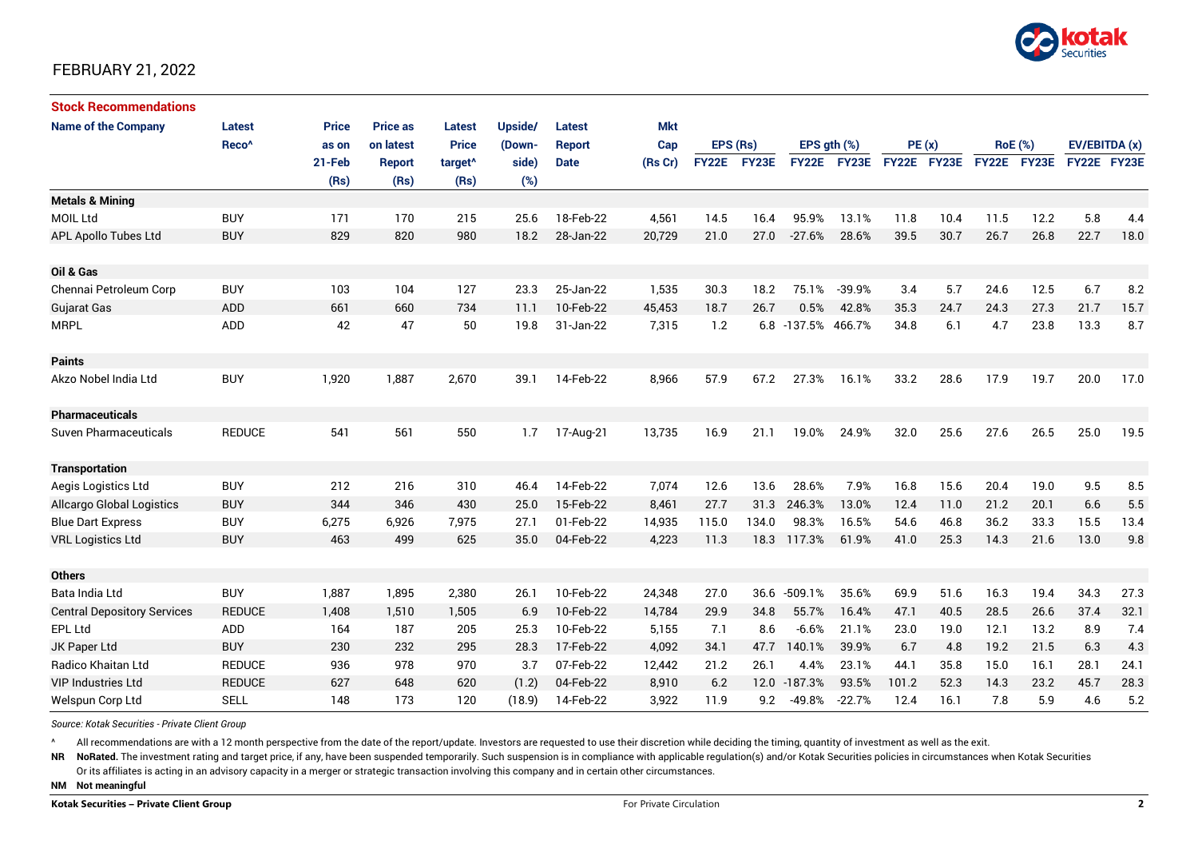FEBRUARY 21, 2022

## Stock Recommendations

| Name of the Company | Latest Reco^ | Price as on 21-Feb (Rs) | Price as on latest Report (Rs) | Latest Price target^ (Rs) | Upside/ (Down-side) (%) | Latest Report Date | Mkt Cap (Rs Cr) | EPS (Rs) | | EPS gth (%) | | PE (x) | | RoE (%) | | EV/EBITDA (x) | |
|---|---|---|---|---|---|---|---|---|---|---|---|---|---|---|---|---|---|
| | | | | | | | | FY22E | FY23E | FY22E | FY23E | FY22E | FY23E | FY22E | FY23E | FY22E | FY23E |
| **Metals & Mining** | | | | | | | | | | | | | | | | | |
| MOIL Ltd | BUY | 171 | 170 | 215 | 25.6 | 18-Feb-22 | 4,561 | 14.5 | 16.4 | 95.9% | 13.1% | 11.8 | 10.4 | 11.5 | 12.2 | 5.8 | 4.4 |
| APL Apollo Tubes Ltd | BUY | 829 | 820 | 980 | 18.2 | 28-Jan-22 | 20,729 | 21.0 | 27.0 | -27.6% | 28.6% | 39.5 | 30.7 | 26.7 | 26.8 | 22.7 | 18.0 |
| **Oil & Gas** | | | | | | | | | | | | | | | | | |
| Chennai Petroleum Corp | BUY | 103 | 104 | 127 | 23.3 | 25-Jan-22 | 1,535 | 30.3 | 18.2 | 75.1% | -39.9% | 3.4 | 5.7 | 24.6 | 12.5 | 6.7 | 8.2 |
| Gujarat Gas | ADD | 661 | 660 | 734 | 11.1 | 10-Feb-22 | 45,453 | 18.7 | 26.7 | 0.5% | 42.8% | 35.3 | 24.7 | 24.3 | 27.3 | 21.7 | 15.7 |
| MRPL | ADD | 42 | 47 | 50 | 19.8 | 31-Jan-22 | 7,315 | 1.2 | 6.8 | -137.5% | 466.7% | 34.8 | 6.1 | 4.7 | 23.8 | 13.3 | 8.7 |
| **Paints** | | | | | | | | | | | | | | | | | |
| Akzo Nobel India Ltd | BUY | 1,920 | 1,887 | 2,670 | 39.1 | 14-Feb-22 | 8,966 | 57.9 | 67.2 | 27.3% | 16.1% | 33.2 | 28.6 | 17.9 | 19.7 | 20.0 | 17.0 |
| **Pharmaceuticals** | | | | | | | | | | | | | | | | | |
| Suven Pharmaceuticals | REDUCE | 541 | 561 | 550 | 1.7 | 17-Aug-21 | 13,735 | 16.9 | 21.1 | 19.0% | 24.9% | 32.0 | 25.6 | 27.6 | 26.5 | 25.0 | 19.5 |
| **Transportation** | | | | | | | | | | | | | | | | | |
| Aegis Logistics Ltd | BUY | 212 | 216 | 310 | 46.4 | 14-Feb-22 | 7,074 | 12.6 | 13.6 | 28.6% | 7.9% | 16.8 | 15.6 | 20.4 | 19.0 | 9.5 | 8.5 |
| Allcargo Global Logistics | BUY | 344 | 346 | 430 | 25.0 | 15-Feb-22 | 8,461 | 27.7 | 31.3 | 246.3% | 13.0% | 12.4 | 11.0 | 21.2 | 20.1 | 6.6 | 5.5 |
| Blue Dart Express | BUY | 6,275 | 6,926 | 7,975 | 27.1 | 01-Feb-22 | 14,935 | 115.0 | 134.0 | 98.3% | 16.5% | 54.6 | 46.8 | 36.2 | 33.3 | 15.5 | 13.4 |
| VRL Logistics Ltd | BUY | 463 | 499 | 625 | 35.0 | 04-Feb-22 | 4,223 | 11.3 | 18.3 | 117.3% | 61.9% | 41.0 | 25.3 | 14.3 | 21.6 | 13.0 | 9.8 |
| **Others** | | | | | | | | | | | | | | | | | |
| Bata India Ltd | BUY | 1,887 | 1,895 | 2,380 | 26.1 | 10-Feb-22 | 24,348 | 27.0 | 36.6 | -509.1% | 35.6% | 69.9 | 51.6 | 16.3 | 19.4 | 34.3 | 27.3 |
| Central Depository Services | REDUCE | 1,408 | 1,510 | 1,505 | 6.9 | 10-Feb-22 | 14,784 | 29.9 | 34.8 | 55.7% | 16.4% | 47.1 | 40.5 | 28.5 | 26.6 | 37.4 | 32.1 |
| EPL Ltd | ADD | 164 | 187 | 205 | 25.3 | 10-Feb-22 | 5,155 | 7.1 | 8.6 | -6.6% | 21.1% | 23.0 | 19.0 | 12.1 | 13.2 | 8.9 | 7.4 |
| JK Paper Ltd | BUY | 230 | 232 | 295 | 28.3 | 17-Feb-22 | 4,092 | 34.1 | 47.7 | 140.1% | 39.9% | 6.7 | 4.8 | 19.2 | 21.5 | 6.3 | 4.3 |
| Radico Khaitan Ltd | REDUCE | 936 | 978 | 970 | 3.7 | 07-Feb-22 | 12,442 | 21.2 | 26.1 | 4.4% | 23.1% | 44.1 | 35.8 | 15.0 | 16.1 | 28.1 | 24.1 |
| VIP Industries Ltd | REDUCE | 627 | 648 | 620 | (1.2) | 04-Feb-22 | 8,910 | 6.2 | 12.0 | -187.3% | 93.5% | 101.2 | 52.3 | 14.3 | 23.2 | 45.7 | 28.3 |
| Welspun Corp Ltd | SELL | 148 | 173 | 120 | (18.9) | 14-Feb-22 | 3,922 | 11.9 | 9.2 | -49.8% | -22.7% | 12.4 | 16.1 | 7.8 | 5.9 | 4.6 | 5.2 |

*Source: Kotak Securities - Private Client Group*

^ All recommendations are with a 12 month perspective from the date of the report/update. Investors are requested to use their discretion while deciding the timing, quantity of investment as well as the exit.

**NR** **NoRated.** The investment rating and target price, if any, have been suspended temporarily. Such suspension is in compliance with applicable regulation(s) and/or Kotak Securities policies in circumstances when Kotak Securities Or its affiliates is acting in an advisory capacity in a merger or strategic transaction involving this company and in certain other circumstances.

**NM** **Not meaningful**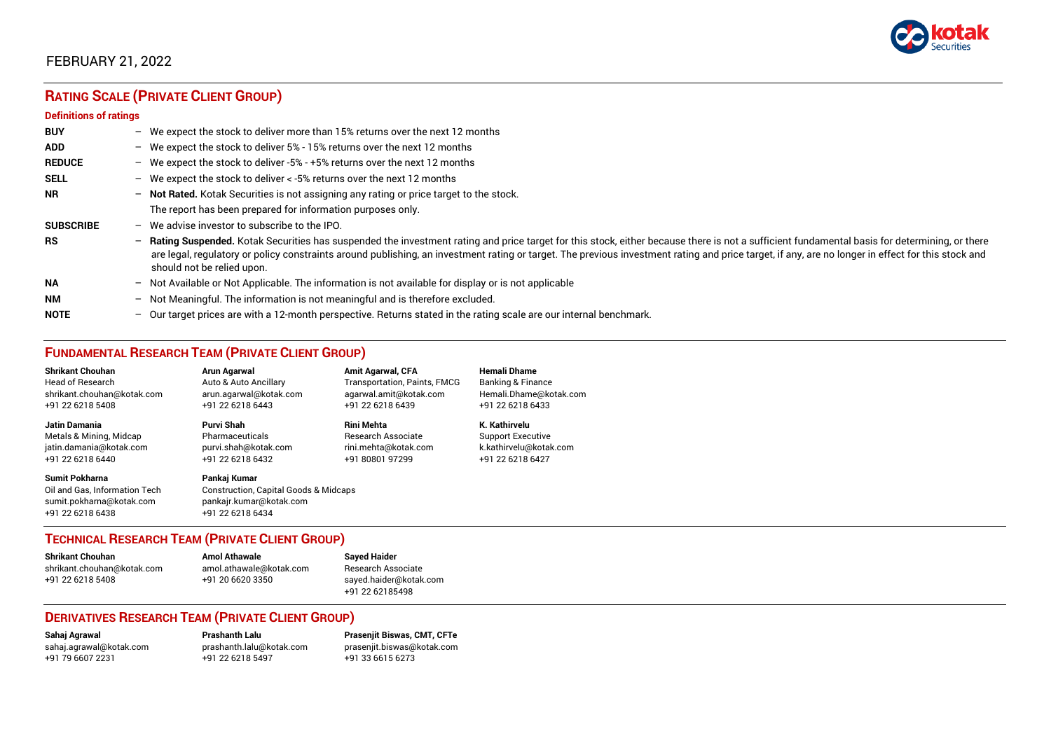FEBRUARY 21, 2022

## RATING SCALE (PRIVATE CLIENT GROUP)

**Definitions of ratings**

| | | |
|---|---|---|
| **BUY** | – | We expect the stock to deliver more than 15% returns over the next 12 months |
| **ADD** | – | We expect the stock to deliver 5% - 15% returns over the next 12 months |
| **REDUCE** | – | We expect the stock to deliver -5% - +5% returns over the next 12 months |
| **SELL** | – | We expect the stock to deliver < -5% returns over the next 12 months |
| **NR** | – | **Not Rated.** Kotak Securities is not assigning any rating or price target to the stock. The report has been prepared for information purposes only. |
| **SUBSCRIBE** | – | We advise investor to subscribe to the IPO. |
| **RS** | – | **Rating Suspended.** Kotak Securities has suspended the investment rating and price target for this stock, either because there is not a sufficient fundamental basis for determining, or there are legal, regulatory or policy constraints around publishing, an investment rating or target. The previous investment rating and price target, if any, are no longer in effect for this stock and should not be relied upon. |
| **NA** | – | Not Available or Not Applicable. The information is not available for display or is not applicable |
| **NM** | – | Not Meaningful. The information is not meaningful and is therefore excluded. |
| **NOTE** | – | Our target prices are with a 12-month perspective. Returns stated in the rating scale are our internal benchmark. |

## FUNDAMENTAL RESEARCH TEAM (PRIVATE CLIENT GROUP)

**Shrikant Chouhan**
Head of Research
shrikant.chouhan@kotak.com
+91 22 6218 5408

**Arun Agarwal**
Auto & Auto Ancillary
arun.agarwal@kotak.com
+91 22 6218 6443

**Amit Agarwal, CFA**
Transportation, Paints, FMCG
agarwal.amit@kotak.com
+91 22 6218 6439

**Hemali Dhame**
Banking & Finance
Hemali.Dhame@kotak.com
+91 22 6218 6433

**Jatin Damania**
Metals & Mining, Midcap
jatin.damania@kotak.com
+91 22 6218 6440

**Purvi Shah**
Pharmaceuticals
purvi.shah@kotak.com
+91 22 6218 6432

**Rini Mehta**
Research Associate
rini.mehta@kotak.com
+91 80801 97299

**K. Kathirvelu**
Support Executive
k.kathirvelu@kotak.com
+91 22 6218 6427

**Sumit Pokharna**
Oil and Gas, Information Tech
sumit.pokharna@kotak.com
+91 22 6218 6438

**Pankaj Kumar**
Construction, Capital Goods & Midcaps
pankajr.kumar@kotak.com
+91 22 6218 6434

## TECHNICAL RESEARCH TEAM (PRIVATE CLIENT GROUP)

**Shrikant Chouhan**
shrikant.chouhan@kotak.com
+91 22 6218 5408

**Amol Athawale**
amol.athawale@kotak.com
+91 20 6620 3350

**Sayed Haider**
Research Associate
sayed.haider@kotak.com
+91 22 62185498

## DERIVATIVES RESEARCH TEAM (PRIVATE CLIENT GROUP)

**Sahaj Agrawal**
sahaj.agrawal@kotak.com
+91 79 6607 2231

**Prashanth Lalu**
prashanth.lalu@kotak.com
+91 22 6218 5497

**Prasenjit Biswas, CMT, CFTe**
prasenjit.biswas@kotak.com
+91 33 6615 6273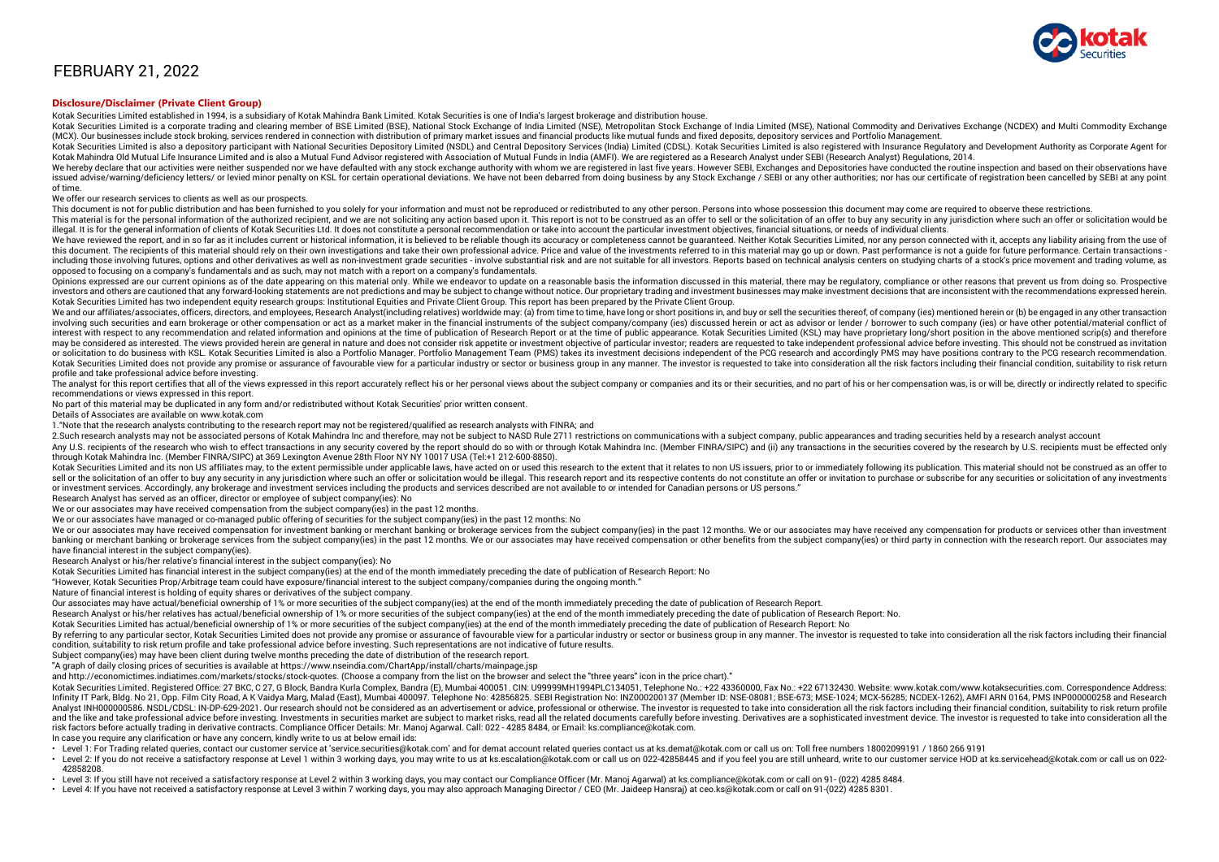# FEBRUARY 21, 2022

### Disclosure/Disclaimer (Private Client Group)

Kotak Securities Limited established in 1994, is a subsidiary of Kotak Mahindra Bank Limited. Kotak Securities is one of India's largest brokerage and distribution house.

Kotak Securities Limited is a corporate trading and clearing member of BSE Limited (BSE), National Stock Exchange of India Limited (NSE), Metropolitan Stock Exchange of India Limited (MSE), National Commodity and Derivatives Exchange (NCDEX) and Multi Commodity Exchange (MCX). Our businesses include stock broking, services rendered in connection with distribution of primary market issues and financial products like mutual funds and fixed deposits, depository services and Portfolio Management.

Kotak Securities Limited is also a depository participant with National Securities Depository Limited (NSDL) and Central Depository Services (India) Limited (CDSL). Kotak Securities Limited is also registered with Insurance Regulatory and Development Authority as Corporate Agent for Kotak Mahindra Old Mutual Life Insurance Limited and is also a Mutual Fund Advisor registered with Association of Mutual Funds in India (AMFI). We are registered as a Research Analyst under SEBI (Research Analyst) Regulations, 2014.

We hereby declare that our activities were neither suspended nor we have defaulted with any stock exchange authority with whom we are registered in last five years. However SEBI, Exchanges and Depositories have conducted the routine inspection and based on their observations have issued advise/warning/deficiency letters/ or levied minor penalty on KSL for certain operational deviations. We have not been debarred from doing business by any Stock Exchange / SEBI or any other authorities; nor has our certificate of registration been cancelled by SEBI at any point of time.

We offer our research services to clients as well as our prospects.

This document is not for public distribution and has been furnished to you solely for your information and must not be reproduced or redistributed to any other person. Persons into whose possession this document may come are required to observe these restrictions.

This material is for the personal information of the authorized recipient, and we are not soliciting any action based upon it. This report is not to be construed as an offer to sell or the solicitation of an offer to buy any security in any jurisdiction where such an offer or solicitation would be illegal. It is for the general information of clients of Kotak Securities Ltd. It does not constitute a personal recommendation or take into account the particular investment objectives, financial situations, or needs of individual clients.

We have reviewed the report, and in so far as it includes current or historical information, it is believed to be reliable though its accuracy or completeness cannot be guaranteed. Neither Kotak Securities Limited, nor any person connected with it, accepts any liability arising from the use of this document. The recipients of this material should rely on their own investigations and take their own professional advice. Price and value of the investments referred to in this material may go up or down. Past performance is not a guide for future performance. Certain transactions - including those involving futures, options and other derivatives as well as non-investment grade securities - involve substantial risk and are not suitable for all investors. Reports based on technical analysis centers on studying charts of a stock's price movement and trading volume, as opposed to focusing on a company's fundamentals and as such, may not match with a report on a company's fundamentals.

Opinions expressed are our current opinions as of the date appearing on this material only. While we endeavor to update on a reasonable basis the information discussed in this material, there may be regulatory, compliance or other reasons that prevent us from doing so. Prospective investors and others are cautioned that any forward-looking statements are not predictions and may be subject to change without notice. Our proprietary trading and investment businesses may make investment decisions that are inconsistent with the recommendations expressed herein. Kotak Securities Limited has two independent equity research groups: Institutional Equities and Private Client Group. This report has been prepared by the Private Client Group.

We and our affiliates/associates, officers, directors, and employees, Research Analyst(including relatives) worldwide may: (a) from time to time, have long or short positions in, and buy or sell the securities thereof, of company (ies) mentioned herein or (b) be engaged in any other transaction involving such securities and earn brokerage or other compensation or act as a market maker in the financial instruments of the subject company/company (ies) discussed herein or act as advisor or lender / borrower to such company (ies) or have other potential/material conflict of interest with respect to any recommendation and related information and opinions at the time of publication of Research Report or at the time of public appearance. Kotak Securities Limited (KSL) may have proprietary long/short position in the above mentioned scrip(s) and therefore may be considered as interested. The views provided herein are general in nature and does not consider risk appetite or investment objective of particular investor; readers are requested to take independent professional advice before investing. This should not be construed as invitation or solicitation to do business with KSL. Kotak Securities Limited is also a Portfolio Manager. Portfolio Management Team (PMS) takes its investment decisions independent of the PCG research and accordingly PMS may have positions contrary to the PCG research recommendation. Kotak Securities Limited does not provide any promise or assurance of favourable view for a particular industry or sector or business group in any manner. The investor is requested to take into consideration all the risk factors including their financial condition, suitability to risk return profile and take professional advice before investing.

The analyst for this report certifies that all of the views expressed in this report accurately reflect his or her personal views about the subject company or companies and its or their securities, and no part of his or her compensation was, is or will be, directly or indirectly related to specific recommendations or views expressed in this report.

No part of this material may be duplicated in any form and/or redistributed without Kotak Securities' prior written consent.

Details of Associates are available on www.kotak.com

1."Note that the research analysts contributing to the research report may not be registered/qualified as research analysts with FINRA; and

2.Such research analysts may not be associated persons of Kotak Mahindra Inc and therefore, may not be subject to NASD Rule 2711 restrictions on communications with a subject company, public appearances and trading securities held by a research analyst account

Any U.S. recipients of the research who wish to effect transactions in any security covered by the report should do so with or through Kotak Mahindra Inc. (Member FINRA/SIPC) and (ii) any transactions in the securities covered by the research by U.S. recipients must be effected only through Kotak Mahindra Inc. (Member FINRA/SIPC) at 369 Lexington Avenue 28th Floor NY NY 10017 USA (Tel:+1 212-600-8850).

Kotak Securities Limited and its non US affiliates may, to the extent permissible under applicable laws, have acted on or used this research to the extent that it relates to non US issuers, prior to or immediately following its publication. This material should not be construed as an offer to sell or the solicitation of an offer to buy any security in any jurisdiction where such an offer or solicitation would be illegal. This research report and its respective contents do not constitute an offer or invitation to purchase or subscribe for any securities or solicitation of any investments or investment services. Accordingly, any brokerage and investment services including the products and services described are not available to or intended for Canadian persons or US persons."

Research Analyst has served as an officer, director or employee of subject company(ies): No

We or our associates may have received compensation from the subject company(ies) in the past 12 months.

We or our associates have managed or co-managed public offering of securities for the subject company(ies) in the past 12 months: No

We or our associates may have received compensation for investment banking or merchant banking or brokerage services from the subject company(ies) in the past 12 months. We or our associates may have received any compensation for products or services other than investment banking or merchant banking or brokerage services from the subject company(ies) in the past 12 months. We or our associates may have received compensation or other benefits from the subject company(ies) or third party in connection with the research report. Our associates may have financial interest in the subject company(ies).

Research Analyst or his/her relative's financial interest in the subject company(ies): No

Kotak Securities Limited has financial interest in the subject company(ies) at the end of the month immediately preceding the date of publication of Research Report: No

"However, Kotak Securities Prop/Arbitrage team could have exposure/financial interest to the subject company/companies during the ongoing month."

Nature of financial interest is holding of equity shares or derivatives of the subject company.

Our associates may have actual/beneficial ownership of 1% or more securities of the subject company(ies) at the end of the month immediately preceding the date of publication of Research Report.

Research Analyst or his/her relatives has actual/beneficial ownership of 1% or more securities of the subject company(ies) at the end of the month immediately preceding the date of publication of Research Report: No.

Kotak Securities Limited has actual/beneficial ownership of 1% or more securities of the subject company(ies) at the end of the month immediately preceding the date of publication of Research Report: No

By referring to any particular sector, Kotak Securities Limited does not provide any promise or assurance of favourable view for a particular industry or sector or business group in any manner. The investor is requested to take into consideration all the risk factors including their financial condition, suitability to risk return profile and take professional advice before investing. Such representations are not indicative of future results.

Subject company(ies) may have been client during twelve months preceding the date of distribution of the research report.

"A graph of daily closing prices of securities is available at https://www.nseindia.com/ChartApp/install/charts/mainpage.jsp

and http://economictimes.indiatimes.com/markets/stocks/stock-quotes. (Choose a company from the list on the browser and select the "three years" icon in the price chart)."

Kotak Securities Limited. Registered Office: 27 BKC, C 27, G Block, Bandra Kurla Complex, Bandra (E), Mumbai 400051. CIN: U99999MH1994PLC134051, Telephone No.: +22 43360000, Fax No.: +22 67132430. Website: www.kotak.com/www.kotaksecurities.com. Correspondence Address: Infinity IT Park, Bldg. No 21, Opp. Film City Road, A K Vaidya Marg, Malad (East), Mumbai 400097. Telephone No: 42856825. SEBI Registration No: INZ000200137 (Member ID: NSE-08081; BSE-673; MSE-1024; MCX-56285; NCDEX-1262), AMFI ARN 0164, PMS INP000000258 and Research Analyst INH000000586. NSDL/CDSL: IN-DP-629-2021. Our research should not be considered as an advertisement or advice, professional or otherwise. The investor is requested to take into consideration all the risk factors including their financial condition, suitability to risk return profile and the like and take professional advice before investing. Investments in securities market are subject to market risks, read all the related documents carefully before investing. Derivatives are a sophisticated investment device. The investor is requested to take into consideration all the risk factors before actually trading in derivative contracts. Compliance Officer Details: Mr. Manoj Agarwal. Call: 022 - 4285 8484, or Email: ks.compliance@kotak.com.

In case you require any clarification or have any concern, kindly write to us at below email ids:

- Level 1: For Trading related queries, contact our customer service at 'service.securities@kotak.com' and for demat account related queries contact us at ks.demat@kotak.com or call us on: Toll free numbers 18002099191 / 1860 266 9191
- Level 2: If you do not receive a satisfactory response at Level 1 within 3 working days, you may write to us at ks.escalation@kotak.com or call us on 022-42858445 and if you feel you are still unheard, write to our customer service HOD at ks.servicehead@kotak.com or call us on 022-42858208.
- Level 3: If you still have not received a satisfactory response at Level 2 within 3 working days, you may contact our Compliance Officer (Mr. Manoj Agarwal) at ks.compliance@kotak.com or call on 91- (022) 4285 8484.
- Level 4: If you have not received a satisfactory response at Level 3 within 7 working days, you may also approach Managing Director / CEO (Mr. Jaideep Hansraj) at ceo.ks@kotak.com or call on 91-(022) 4285 8301.